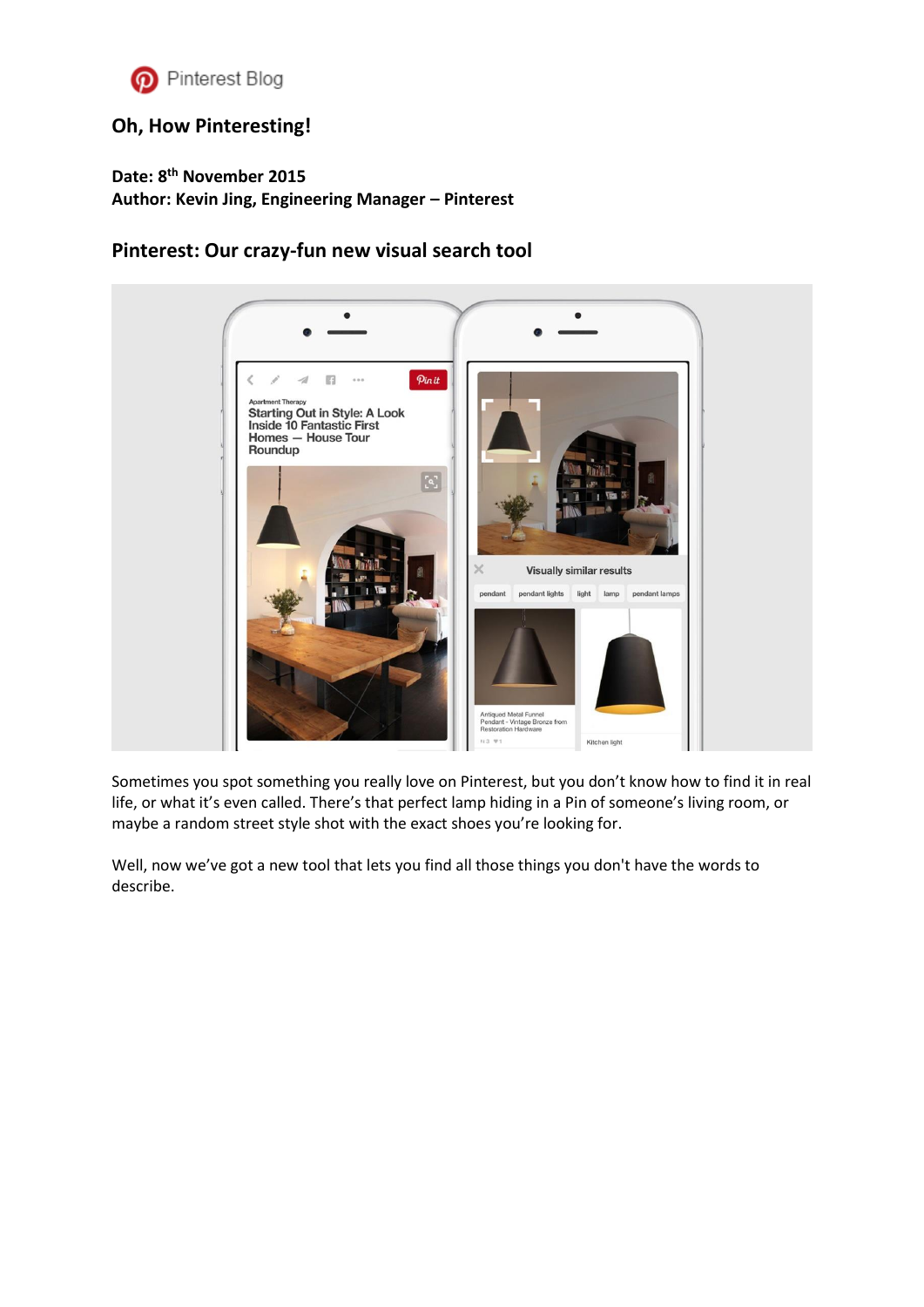Pinterest Blog

# Oh, How Pinteresting!

**Date: 8th November 2015**
**Author: Kevin Jing, Engineering Manager – Pinterest**

## Pinterest: Our crazy-fun new visual search tool

Sometimes you spot something you really love on Pinterest, but you don't know how to find it in real life, or what it's even called. There's that perfect lamp hiding in a Pin of someone's living room, or maybe a random street style shot with the exact shoes you're looking for.

Well, now we've got a new tool that lets you find all those things you don't have the words to describe.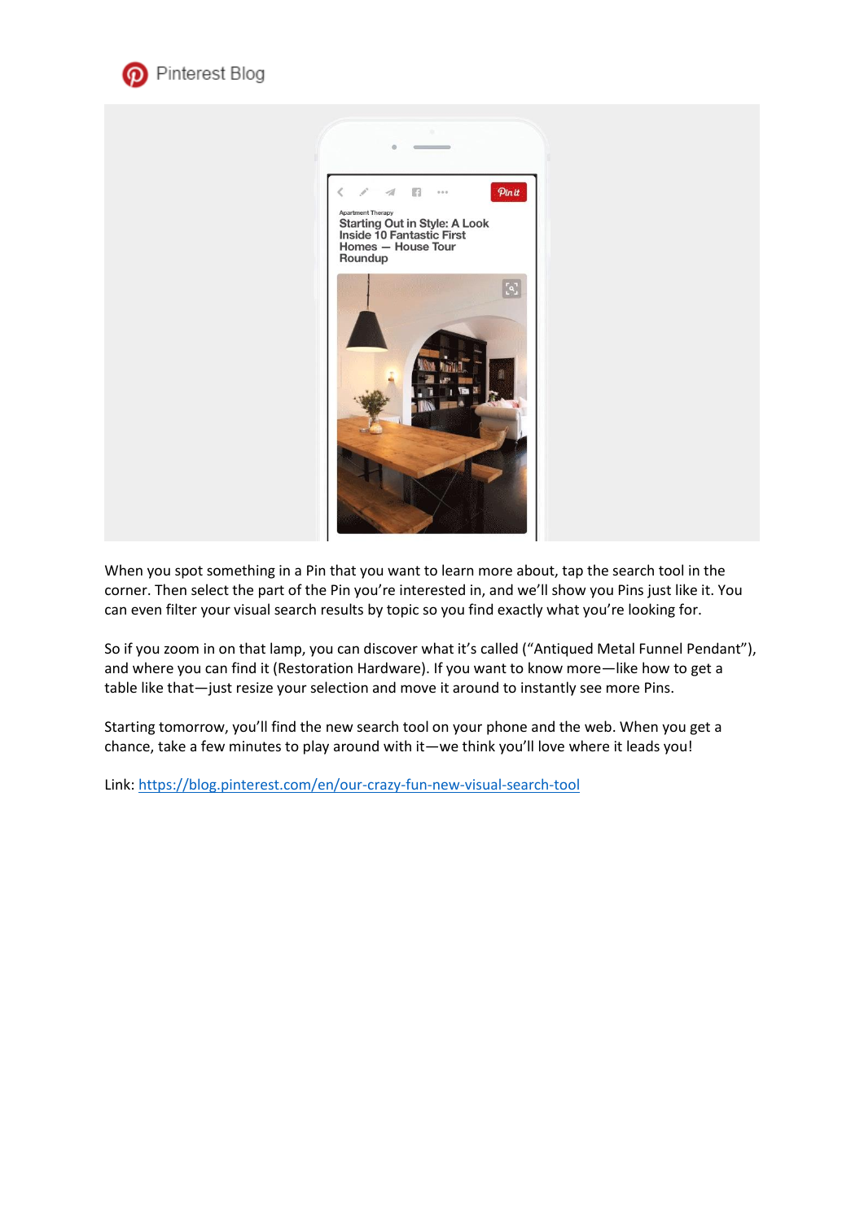When you spot something in a Pin that you want to learn more about, tap the search tool in the corner. Then select the part of the Pin you're interested in, and we'll show you Pins just like it. You can even filter your visual search results by topic so you find exactly what you're looking for.

So if you zoom in on that lamp, you can discover what it's called ("Antiqued Metal Funnel Pendant"), and where you can find it (Restoration Hardware). If you want to know more—like how to get a table like that—just resize your selection and move it around to instantly see more Pins.

Starting tomorrow, you'll find the new search tool on your phone and the web. When you get a chance, take a few minutes to play around with it—we think you'll love where it leads you!

Link: https://blog.pinterest.com/en/our-crazy-fun-new-visual-search-tool